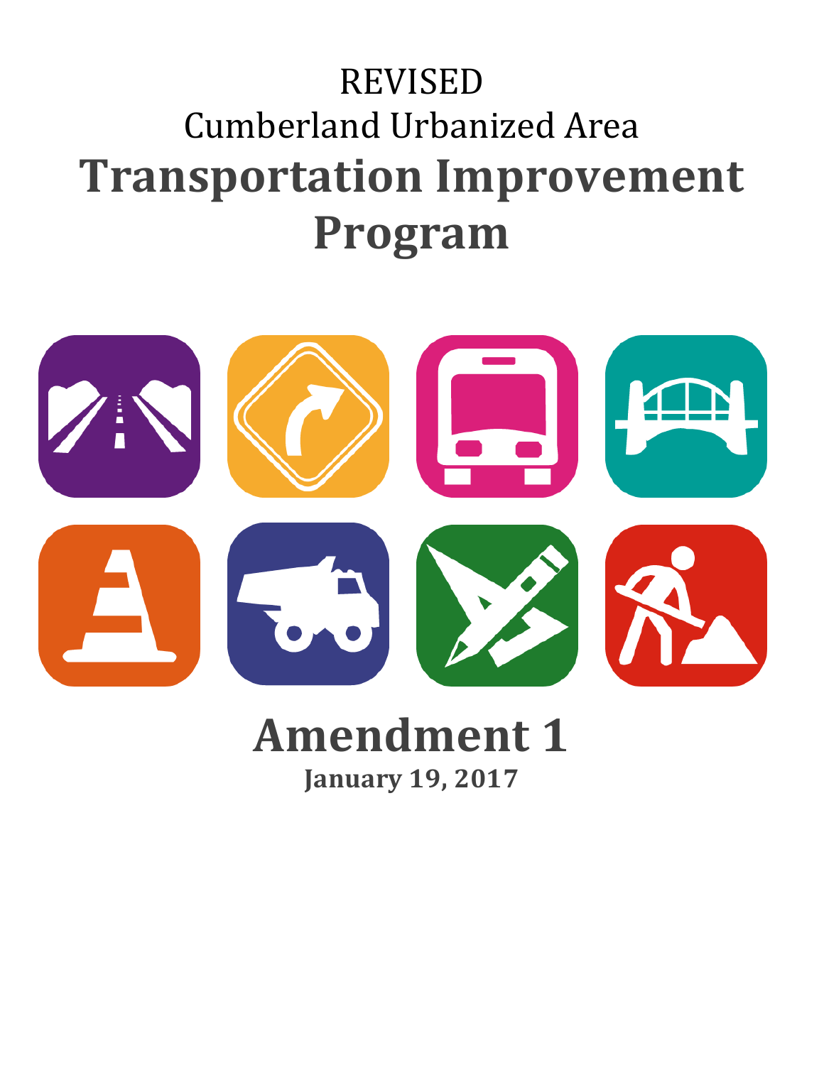REVISED

Cumberland Urbanized Area

# Transportation Improvement Program

# Amendment 1

**January 19, 2017**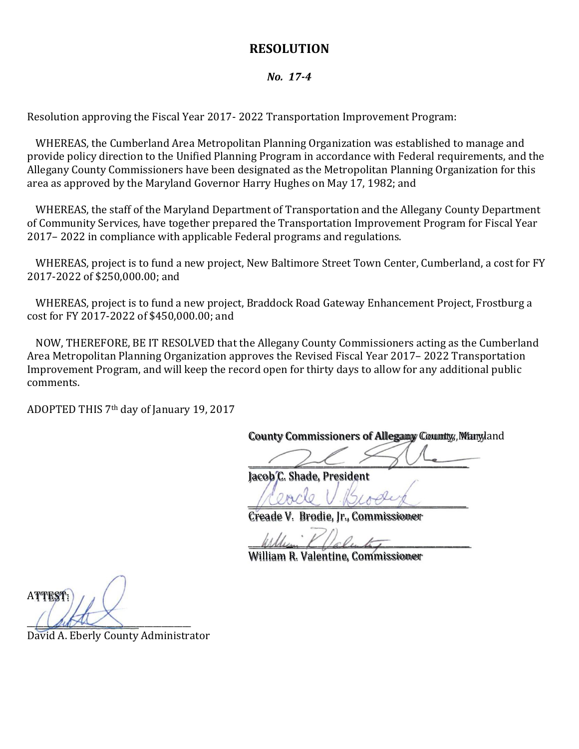# RESOLUTION

***No. 17-4***

Resolution approving the Fiscal Year 2017- 2022 Transportation Improvement Program:

WHEREAS, the Cumberland Area Metropolitan Planning Organization was established to manage and provide policy direction to the Unified Planning Program in accordance with Federal requirements, and the Allegany County Commissioners have been designated as the Metropolitan Planning Organization for this area as approved by the Maryland Governor Harry Hughes on May 17, 1982; and

WHEREAS, the staff of the Maryland Department of Transportation and the Allegany County Department of Community Services, have together prepared the Transportation Improvement Program for Fiscal Year 2017– 2022 in compliance with applicable Federal programs and regulations.

WHEREAS, project is to fund a new project, New Baltimore Street Town Center, Cumberland, a cost for FY 2017-2022 of $250,000.00; and

WHEREAS, project is to fund a new project, Braddock Road Gateway Enhancement Project, Frostburg a cost for FY 2017-2022 of $450,000.00; and

NOW, THEREFORE, BE IT RESOLVED that the Allegany County Commissioners acting as the Cumberland Area Metropolitan Planning Organization approves the Revised Fiscal Year 2017– 2022 Transportation Improvement Program, and will keep the record open for thirty days to allow for any additional public comments.

ADOPTED THIS 7th day of January 19, 2017

**County Commissioners of Allegany County, Maryland**

\_\_\_\_\_\_\_\_\_\_\_\_\_\_\_\_\_\_\_\_\_\_\_\_\_\_\_\_\_\_\_\_\_\_\_\_

**Jacob C. Shade, President**

\_\_\_\_\_\_\_\_\_\_\_\_\_\_\_\_\_\_\_\_\_\_\_\_\_\_\_\_\_\_\_\_\_\_\_\_

**Creade V. Brodie, Jr., Commissioner**

\_\_\_\_\_\_\_\_\_\_\_\_\_\_\_\_\_\_\_\_\_\_\_\_\_\_\_\_\_\_\_\_\_\_\_\_

**William R. Valentine, Commissioner**

ATTEST:

\_\_\_\_\_\_\_\_\_\_\_\_\_\_\_\_\_\_\_\_\_\_\_\_\_\_\_\_\_\_\_\_\_\_\_\_

David A. Eberly County Administrator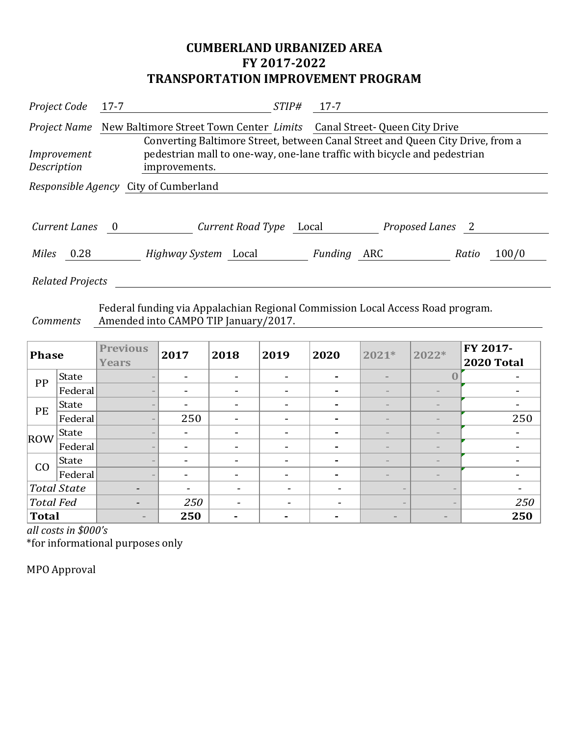# CUMBERLAND URBANIZED AREA
# FY 2017-2022
# TRANSPORTATION IMPROVEMENT PROGRAM

*Project Code* 17-7 *STIP#* 17-7

*Project Name* New Baltimore Street Town Center *Limits* Canal Street- Queen City Drive

*Improvement Description* Converting Baltimore Street, between Canal Street and Queen City Drive, from a pedestrian mall to one-way, one-lane traffic with bicycle and pedestrian improvements.

*Responsible Agency* City of Cumberland

*Current Lanes* 0 *Current Road Type* Local *Proposed Lanes* 2

*Miles* 0.28 *Highway System* Local *Funding* ARC *Ratio* 100/0

*Related Projects*

*Comments* Federal funding via Appalachian Regional Commission Local Access Road program. Amended into CAMPO TIP January/2017.

| Phase | | Previous Years | 2017 | 2018 | 2019 | 2020 | 2021* | 2022* | FY 2017-2020 Total |
|---|---|---|---|---|---|---|---|---|---|
| PP | State | - | - | - | - | - | - | 0 | - |
| | Federal | - | - | - | - | - | - | - | - |
| PE | State | - | - | - | - | - | - | - | - |
| | Federal | - | 250 | - | - | - | - | - | 250 |
| ROW | State | - | - | - | - | - | - | - | - |
| | Federal | - | - | - | - | - | - | - | - |
| CO | State | - | - | - | - | - | - | - | - |
| | Federal | - | - | - | - | - | - | - | - |
| *Total State* | | - | - | - | - | - | - | - | - |
| *Total Fed* | | - | *250* | - | - | - | - | - | *250* |
| **Total** | | - | **250** | **-** | **-** | **-** | - | - | **250** |

*all costs in $000's*

*for informational purposes only

MPO Approval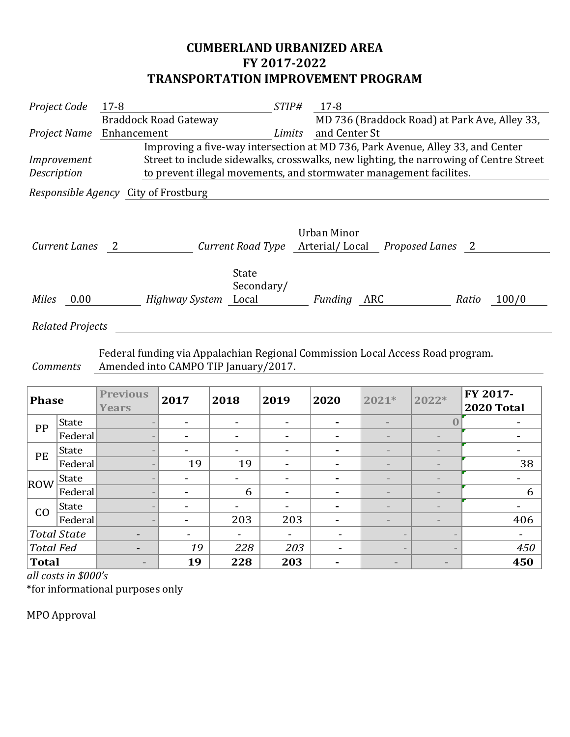# CUMBERLAND URBANIZED AREA
# FY 2017-2022
# TRANSPORTATION IMPROVEMENT PROGRAM

*Project Code* 17-8 *STIP#* 17-8

*Project Name* Braddock Road Gateway Enhancement *Limits* MD 736 (Braddock Road) at Park Ave, Alley 33, and Center St

*Improvement Description* Improving a five-way intersection at MD 736, Park Avenue, Alley 33, and Center Street to include sidewalks, crosswalks, new lighting, the narrowing of Centre Street to prevent illegal movements, and stormwater management facilites.

*Responsible Agency* City of Frostburg

*Current Lanes* 2 *Current Road Type* Urban Minor Arterial/ Local *Proposed Lanes* 2

*Miles* 0.00 *Highway System* State Secondary/ Local *Funding* ARC *Ratio* 100/0

*Related Projects*

*Comments* Federal funding via Appalachian Regional Commission Local Access Road program. Amended into CAMPO TIP January/2017.

| **Phase** | | **Previous Years** | **2017** | **2018** | **2019** | **2020** | **2021*** | **2022*** | **FY 2017-2020 Total** |
|---|---|---|---|---|---|---|---|---|---|
| PP | State | - | - | - | - | - | - | 0 | - |
| | Federal | - | - | - | - | - | - | - | - |
| PE | State | - | - | - | - | - | - | - | - |
| | Federal | - | 19 | 19 | - | - | - | - | 38 |
| ROW | State | - | - | - | - | - | - | - | - |
| | Federal | - | - | 6 | - | - | - | - | 6 |
| CO | State | - | - | - | - | - | - | - | - |
| | Federal | - | - | 203 | 203 | - | - | - | 406 |
| *Total State* | | - | - | - | - | - | - | - | - |
| *Total Fed* | | - | *19* | *228* | *203* | - | - | - | *450* |
| **Total** | | - | **19** | **228** | **203** | - | - | - | **450** |

*all costs in $000's*

*for informational purposes only

MPO Approval